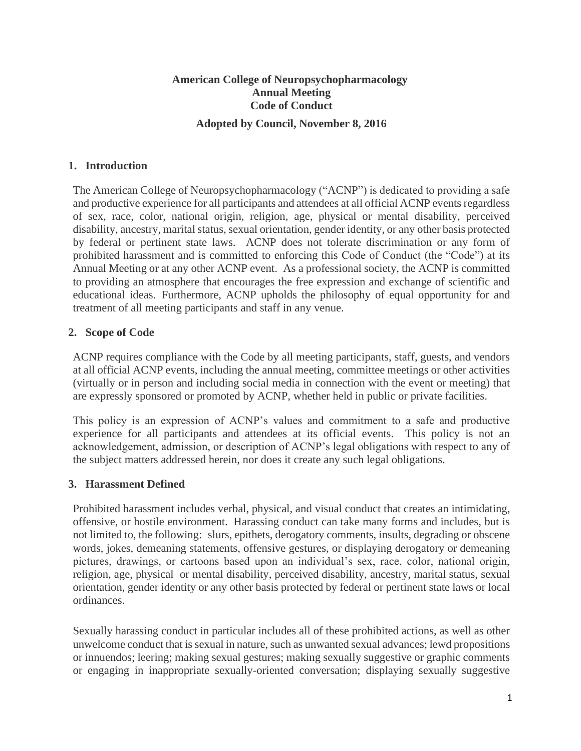# American College of Neuropsychopharmacology
# Annual Meeting
# Code of Conduct

**Adopted by Council, November 8, 2016**

## 1. Introduction

The American College of Neuropsychopharmacology ("ACNP") is dedicated to providing a safe and productive experience for all participants and attendees at all official ACNP events regardless of sex, race, color, national origin, religion, age, physical or mental disability, perceived disability, ancestry, marital status, sexual orientation, gender identity, or any other basis protected by federal or pertinent state laws. ACNP does not tolerate discrimination or any form of prohibited harassment and is committed to enforcing this Code of Conduct (the "Code") at its Annual Meeting or at any other ACNP event. As a professional society, the ACNP is committed to providing an atmosphere that encourages the free expression and exchange of scientific and educational ideas. Furthermore, ACNP upholds the philosophy of equal opportunity for and treatment of all meeting participants and staff in any venue.

## 2. Scope of Code

ACNP requires compliance with the Code by all meeting participants, staff, guests, and vendors at all official ACNP events, including the annual meeting, committee meetings or other activities (virtually or in person and including social media in connection with the event or meeting) that are expressly sponsored or promoted by ACNP, whether held in public or private facilities.

This policy is an expression of ACNP's values and commitment to a safe and productive experience for all participants and attendees at its official events. This policy is not an acknowledgement, admission, or description of ACNP's legal obligations with respect to any of the subject matters addressed herein, nor does it create any such legal obligations.

## 3. Harassment Defined

Prohibited harassment includes verbal, physical, and visual conduct that creates an intimidating, offensive, or hostile environment. Harassing conduct can take many forms and includes, but is not limited to, the following: slurs, epithets, derogatory comments, insults, degrading or obscene words, jokes, demeaning statements, offensive gestures, or displaying derogatory or demeaning pictures, drawings, or cartoons based upon an individual's sex, race, color, national origin, religion, age, physical or mental disability, perceived disability, ancestry, marital status, sexual orientation, gender identity or any other basis protected by federal or pertinent state laws or local ordinances.

Sexually harassing conduct in particular includes all of these prohibited actions, as well as other unwelcome conduct that is sexual in nature, such as unwanted sexual advances; lewd propositions or innuendos; leering; making sexual gestures; making sexually suggestive or graphic comments or engaging in inappropriate sexually-oriented conversation; displaying sexually suggestive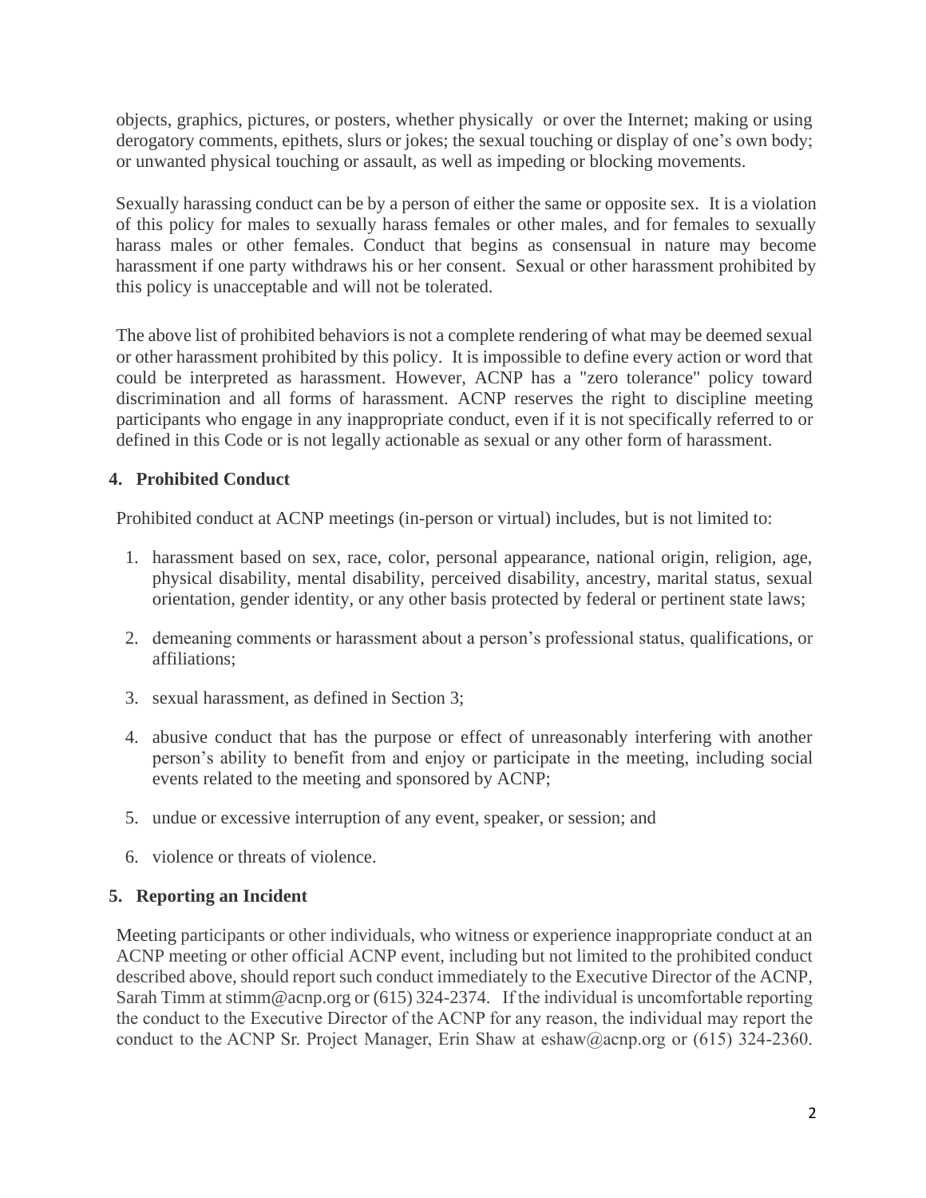objects, graphics, pictures, or posters, whether physically or over the Internet; making or using derogatory comments, epithets, slurs or jokes; the sexual touching or display of one's own body; or unwanted physical touching or assault, as well as impeding or blocking movements.

Sexually harassing conduct can be by a person of either the same or opposite sex. It is a violation of this policy for males to sexually harass females or other males, and for females to sexually harass males or other females. Conduct that begins as consensual in nature may become harassment if one party withdraws his or her consent. Sexual or other harassment prohibited by this policy is unacceptable and will not be tolerated.

The above list of prohibited behaviors is not a complete rendering of what may be deemed sexual or other harassment prohibited by this policy. It is impossible to define every action or word that could be interpreted as harassment. However, ACNP has a "zero tolerance" policy toward discrimination and all forms of harassment. ACNP reserves the right to discipline meeting participants who engage in any inappropriate conduct, even if it is not specifically referred to or defined in this Code or is not legally actionable as sexual or any other form of harassment.

## 4. Prohibited Conduct

Prohibited conduct at ACNP meetings (in-person or virtual) includes, but is not limited to:

1. harassment based on sex, race, color, personal appearance, national origin, religion, age, physical disability, mental disability, perceived disability, ancestry, marital status, sexual orientation, gender identity, or any other basis protected by federal or pertinent state laws;
2. demeaning comments or harassment about a person's professional status, qualifications, or affiliations;
3. sexual harassment, as defined in Section 3;
4. abusive conduct that has the purpose or effect of unreasonably interfering with another person's ability to benefit from and enjoy or participate in the meeting, including social events related to the meeting and sponsored by ACNP;
5. undue or excessive interruption of any event, speaker, or session; and
6. violence or threats of violence.

## 5. Reporting an Incident

Meeting participants or other individuals, who witness or experience inappropriate conduct at an ACNP meeting or other official ACNP event, including but not limited to the prohibited conduct described above, should report such conduct immediately to the Executive Director of the ACNP, Sarah Timm at stimm@acnp.org or (615) 324-2374. If the individual is uncomfortable reporting the conduct to the Executive Director of the ACNP for any reason, the individual may report the conduct to the ACNP Sr. Project Manager, Erin Shaw at eshaw@acnp.org or (615) 324-2360.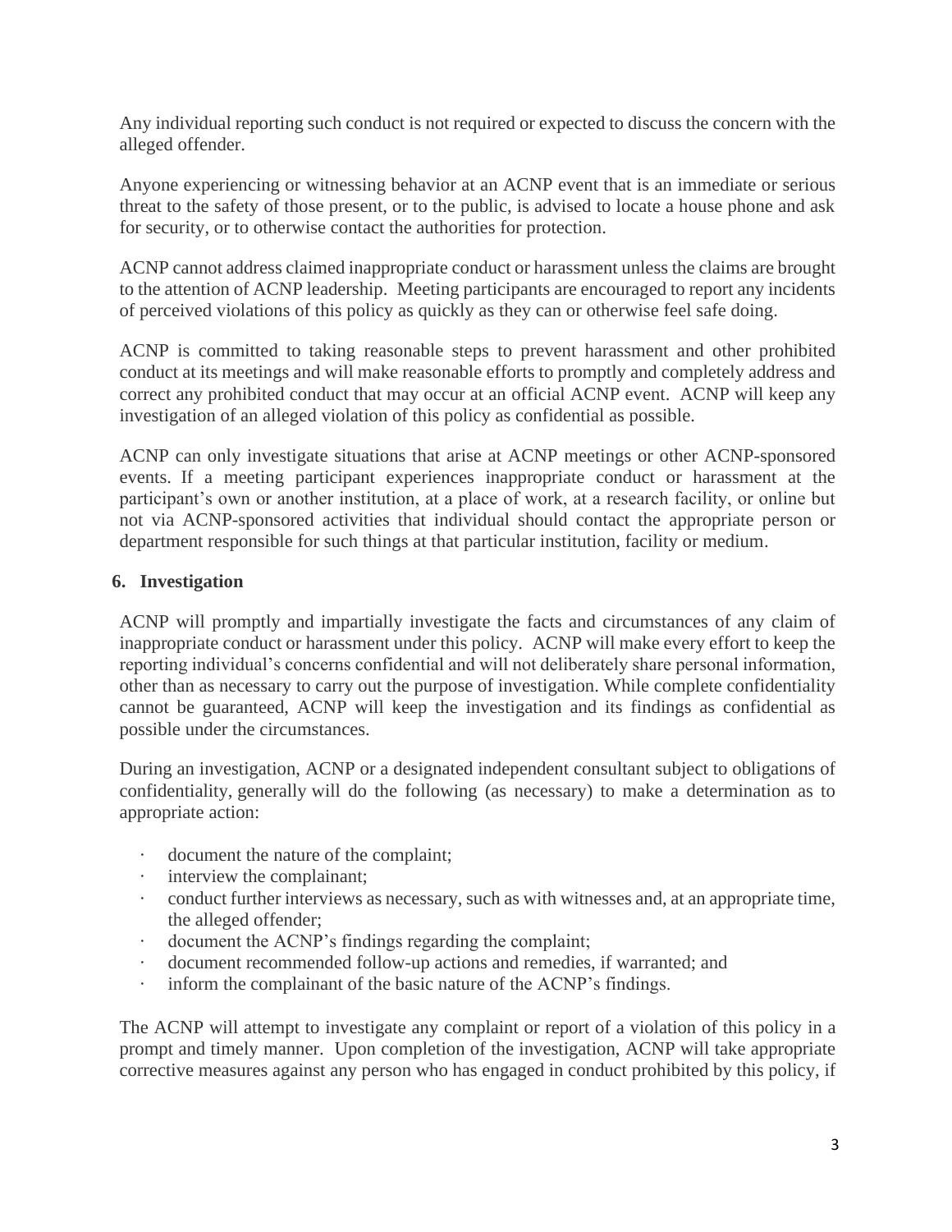Any individual reporting such conduct is not required or expected to discuss the concern with the alleged offender.

Anyone experiencing or witnessing behavior at an ACNP event that is an immediate or serious threat to the safety of those present, or to the public, is advised to locate a house phone and ask for security, or to otherwise contact the authorities for protection.

ACNP cannot address claimed inappropriate conduct or harassment unless the claims are brought to the attention of ACNP leadership. Meeting participants are encouraged to report any incidents of perceived violations of this policy as quickly as they can or otherwise feel safe doing.

ACNP is committed to taking reasonable steps to prevent harassment and other prohibited conduct at its meetings and will make reasonable efforts to promptly and completely address and correct any prohibited conduct that may occur at an official ACNP event. ACNP will keep any investigation of an alleged violation of this policy as confidential as possible.

ACNP can only investigate situations that arise at ACNP meetings or other ACNP-sponsored events. If a meeting participant experiences inappropriate conduct or harassment at the participant's own or another institution, at a place of work, at a research facility, or online but not via ACNP-sponsored activities that individual should contact the appropriate person or department responsible for such things at that particular institution, facility or medium.

## 6. Investigation

ACNP will promptly and impartially investigate the facts and circumstances of any claim of inappropriate conduct or harassment under this policy. ACNP will make every effort to keep the reporting individual's concerns confidential and will not deliberately share personal information, other than as necessary to carry out the purpose of investigation. While complete confidentiality cannot be guaranteed, ACNP will keep the investigation and its findings as confidential as possible under the circumstances.

During an investigation, ACNP or a designated independent consultant subject to obligations of confidentiality, generally will do the following (as necessary) to make a determination as to appropriate action:

- document the nature of the complaint;
- interview the complainant;
- conduct further interviews as necessary, such as with witnesses and, at an appropriate time, the alleged offender;
- document the ACNP's findings regarding the complaint;
- document recommended follow-up actions and remedies, if warranted; and
- inform the complainant of the basic nature of the ACNP's findings.

The ACNP will attempt to investigate any complaint or report of a violation of this policy in a prompt and timely manner. Upon completion of the investigation, ACNP will take appropriate corrective measures against any person who has engaged in conduct prohibited by this policy, if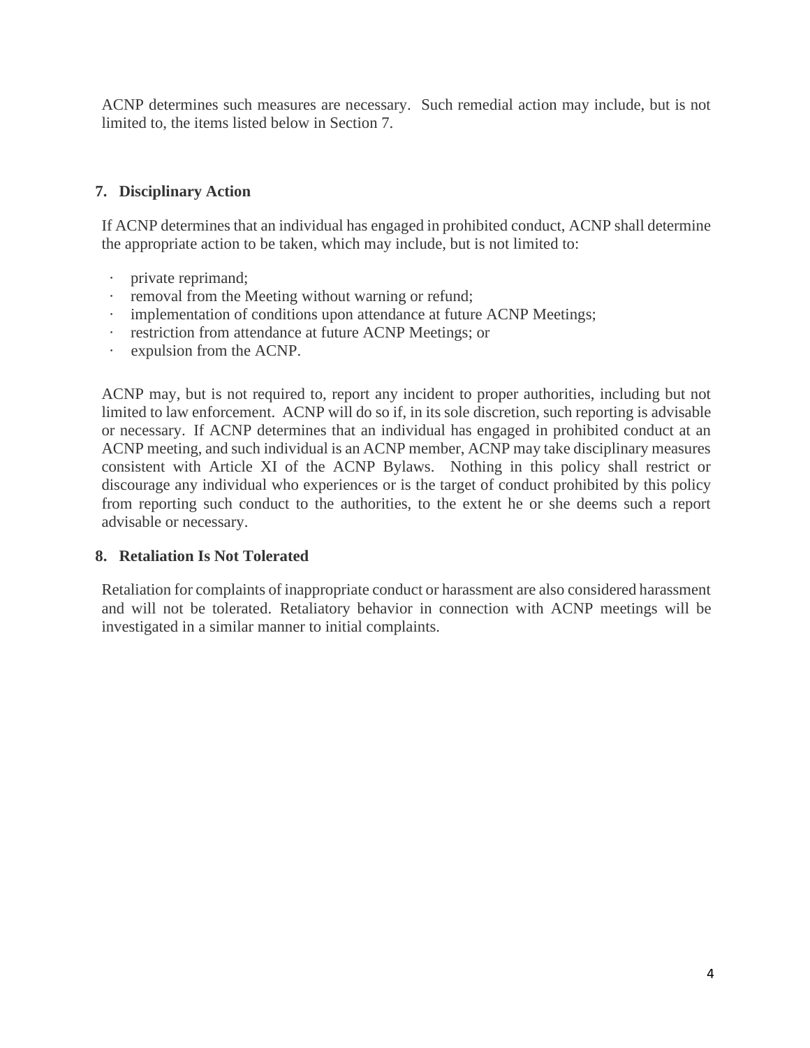ACNP determines such measures are necessary. Such remedial action may include, but is not limited to, the items listed below in Section 7.

## 7. Disciplinary Action

If ACNP determines that an individual has engaged in prohibited conduct, ACNP shall determine the appropriate action to be taken, which may include, but is not limited to:

- private reprimand;
- removal from the Meeting without warning or refund;
- implementation of conditions upon attendance at future ACNP Meetings;
- restriction from attendance at future ACNP Meetings; or
- expulsion from the ACNP.

ACNP may, but is not required to, report any incident to proper authorities, including but not limited to law enforcement. ACNP will do so if, in its sole discretion, such reporting is advisable or necessary. If ACNP determines that an individual has engaged in prohibited conduct at an ACNP meeting, and such individual is an ACNP member, ACNP may take disciplinary measures consistent with Article XI of the ACNP Bylaws. Nothing in this policy shall restrict or discourage any individual who experiences or is the target of conduct prohibited by this policy from reporting such conduct to the authorities, to the extent he or she deems such a report advisable or necessary.

## 8. Retaliation Is Not Tolerated

Retaliation for complaints of inappropriate conduct or harassment are also considered harassment and will not be tolerated. Retaliatory behavior in connection with ACNP meetings will be investigated in a similar manner to initial complaints.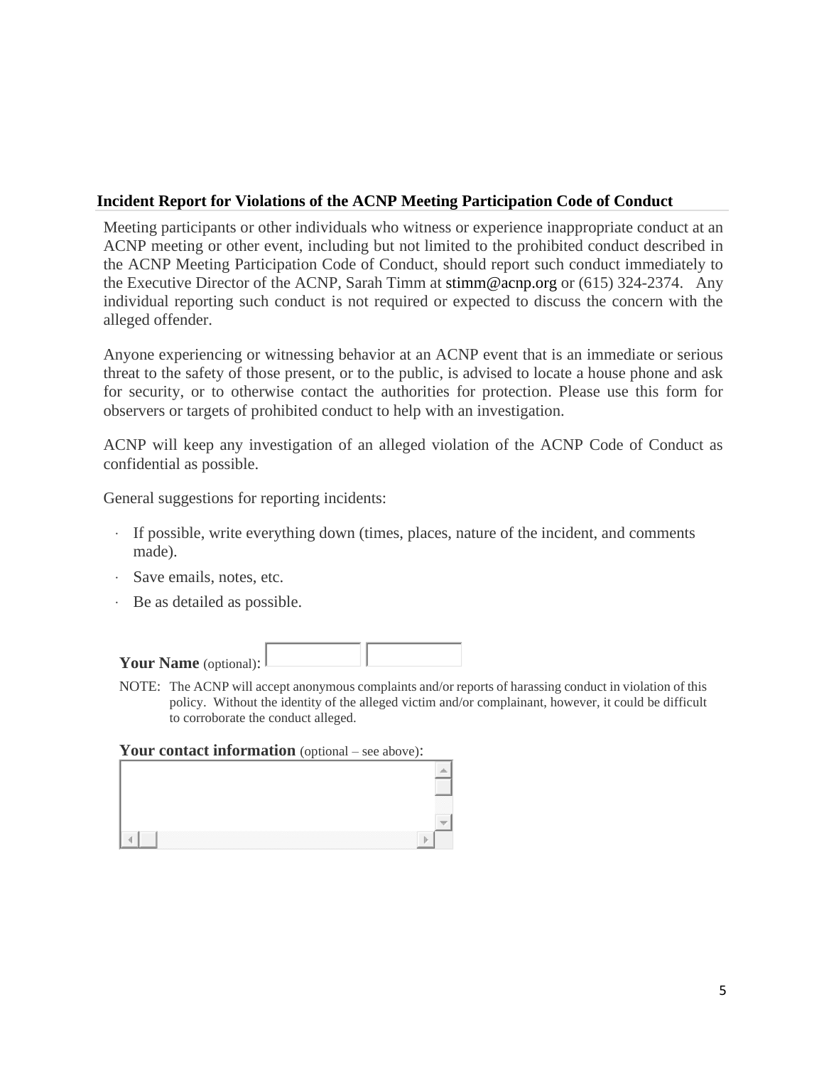## Incident Report for Violations of the ACNP Meeting Participation Code of Conduct

Meeting participants or other individuals who witness or experience inappropriate conduct at an ACNP meeting or other event, including but not limited to the prohibited conduct described in the ACNP Meeting Participation Code of Conduct, should report such conduct immediately to the Executive Director of the ACNP, Sarah Timm at stimm@acnp.org or (615) 324-2374. Any individual reporting such conduct is not required or expected to discuss the concern with the alleged offender.

Anyone experiencing or witnessing behavior at an ACNP event that is an immediate or serious threat to the safety of those present, or to the public, is advised to locate a house phone and ask for security, or to otherwise contact the authorities for protection. Please use this form for observers or targets of prohibited conduct to help with an investigation.

ACNP will keep any investigation of an alleged violation of the ACNP Code of Conduct as confidential as possible.

General suggestions for reporting incidents:

- If possible, write everything down (times, places, nature of the incident, and comments made).
- Save emails, notes, etc.
- Be as detailed as possible.

**Your Name** (optional):

NOTE: The ACNP will accept anonymous complaints and/or reports of harassing conduct in violation of this policy. Without the identity of the alleged victim and/or complainant, however, it could be difficult to corroborate the conduct alleged.

**Your contact information** (optional – see above):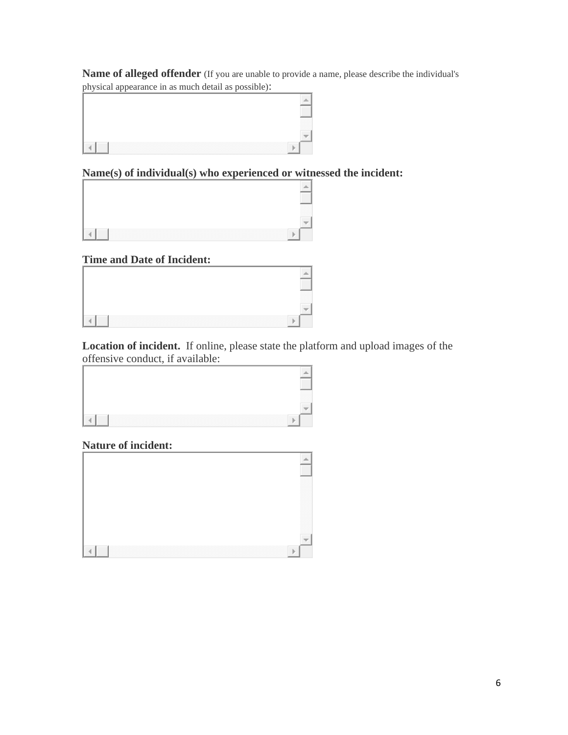**Name of alleged offender** (If you are unable to provide a name, please describe the individual's physical appearance in as much detail as possible):

**Name(s) of individual(s) who experienced or witnessed the incident:**

**Time and Date of Incident:**

**Location of incident.** If online, please state the platform and upload images of the offensive conduct, if available:

**Nature of incident:**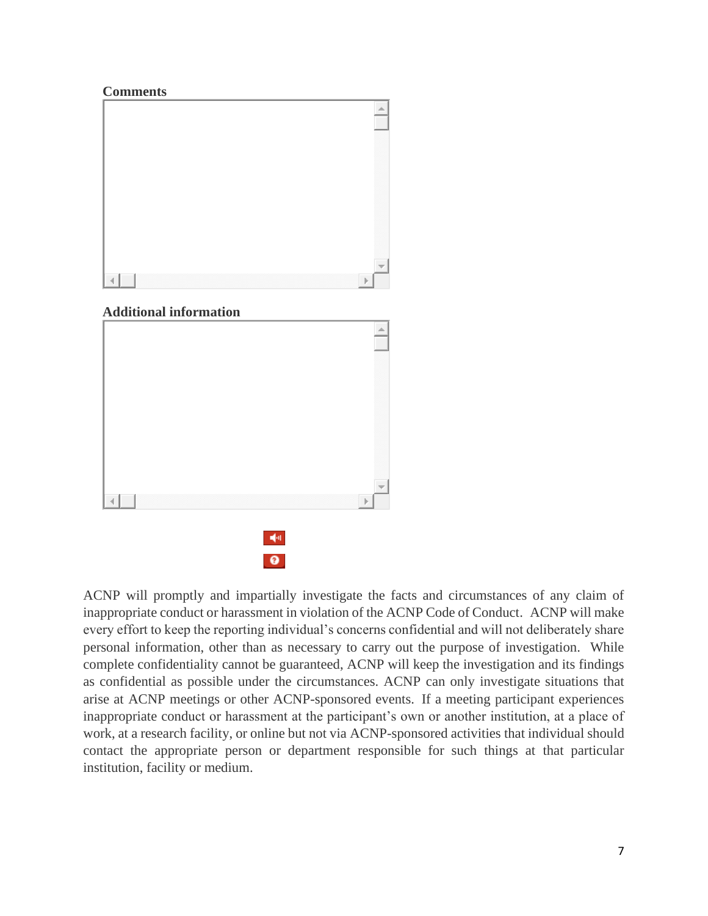**Comments**

**Additional information**

ACNP will promptly and impartially investigate the facts and circumstances of any claim of inappropriate conduct or harassment in violation of the ACNP Code of Conduct. ACNP will make every effort to keep the reporting individual's concerns confidential and will not deliberately share personal information, other than as necessary to carry out the purpose of investigation. While complete confidentiality cannot be guaranteed, ACNP will keep the investigation and its findings as confidential as possible under the circumstances. ACNP can only investigate situations that arise at ACNP meetings or other ACNP-sponsored events. If a meeting participant experiences inappropriate conduct or harassment at the participant's own or another institution, at a place of work, at a research facility, or online but not via ACNP-sponsored activities that individual should contact the appropriate person or department responsible for such things at that particular institution, facility or medium.